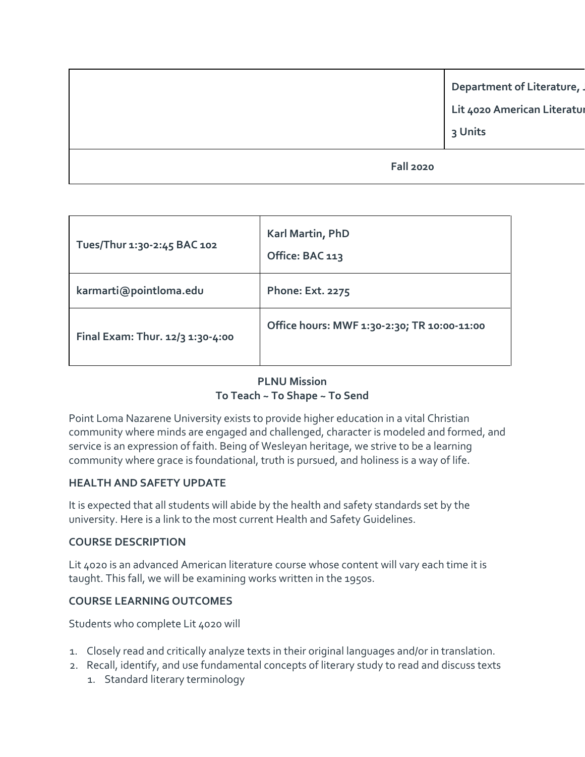| | Department of Literature, J<br>Lit 4020 American Literatur<br>3 Units |
| --- | --- |
| Fall 2020 | |

| Tues/Thur 1:30-2:45 BAC 102 | Karl Martin, PhD<br>Office: BAC 113 |
| --- | --- |
| karmarti@pointloma.edu | Phone: Ext. 2275 |
| Final Exam: Thur. 12/3 1:30-4:00 | Office hours: MWF 1:30-2:30; TR 10:00-11:00 |

**PLNU Mission**
**To Teach ~ To Shape ~ To Send**

Point Loma Nazarene University exists to provide higher education in a vital Christian community where minds are engaged and challenged, character is modeled and formed, and service is an expression of faith. Being of Wesleyan heritage, we strive to be a learning community where grace is foundational, truth is pursued, and holiness is a way of life.

### HEALTH AND SAFETY UPDATE

It is expected that all students will abide by the health and safety standards set by the university. Here is a link to the most current Health and Safety Guidelines.

### COURSE DESCRIPTION

Lit 4020 is an advanced American literature course whose content will vary each time it is taught. This fall, we will be examining works written in the 1950s.

### COURSE LEARNING OUTCOMES

Students who complete Lit 4020 will

1. Closely read and critically analyze texts in their original languages and/or in translation.
2. Recall, identify, and use fundamental concepts of literary study to read and discuss texts
   1. Standard literary terminology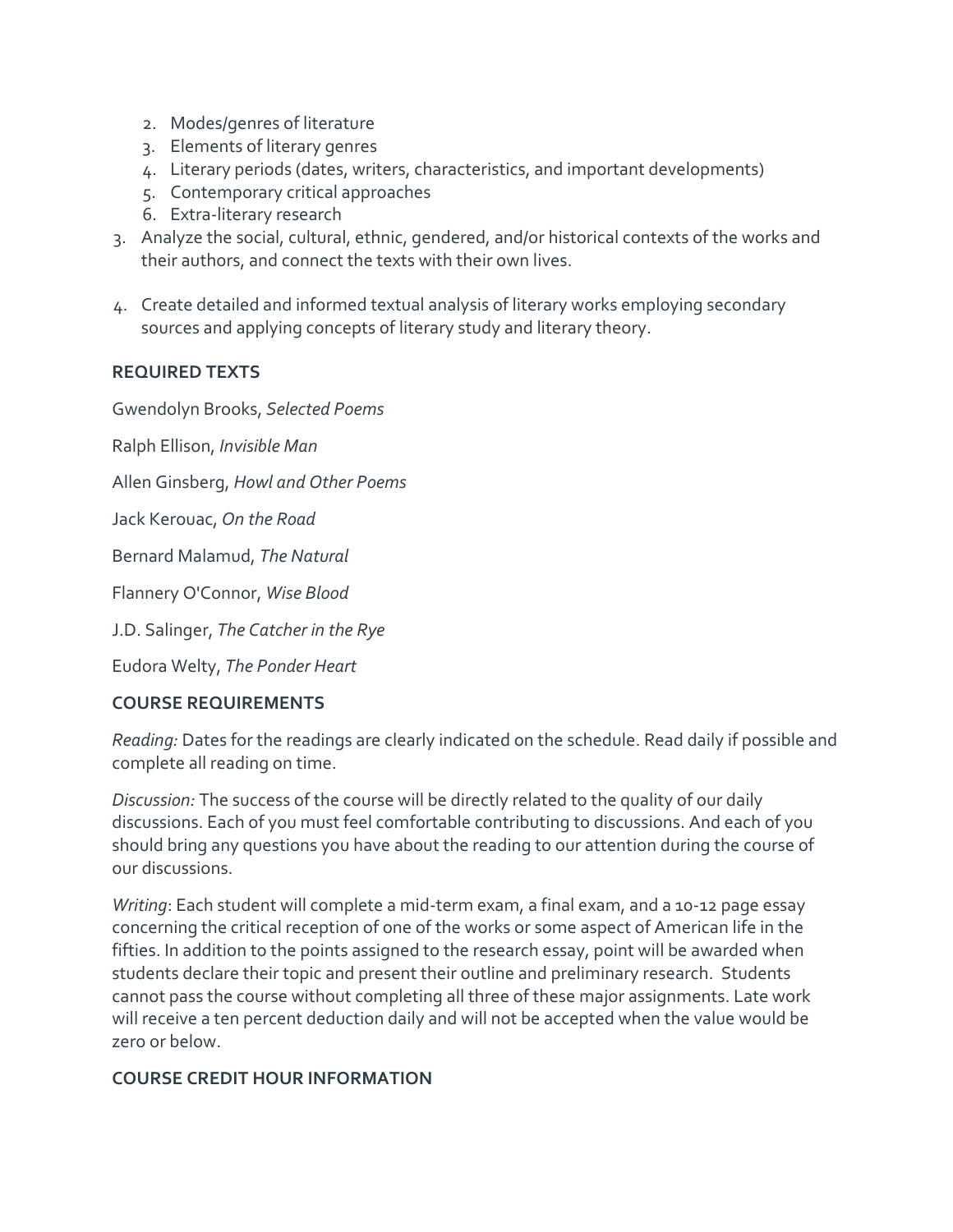2. Modes/genres of literature
   3. Elements of literary genres
   4. Literary periods (dates, writers, characteristics, and important developments)
   5. Contemporary critical approaches
   6. Extra-literary research
3. Analyze the social, cultural, ethnic, gendered, and/or historical contexts of the works and their authors, and connect the texts with their own lives.

4. Create detailed and informed textual analysis of literary works employing secondary sources and applying concepts of literary study and literary theory.

**REQUIRED TEXTS**

Gwendolyn Brooks, *Selected Poems*

Ralph Ellison, *Invisible Man*

Allen Ginsberg, *Howl and Other Poems*

Jack Kerouac, *On the Road*

Bernard Malamud, *The Natural*

Flannery O'Connor, *Wise Blood*

J.D. Salinger, *The Catcher in the Rye*

Eudora Welty, *The Ponder Heart*

**COURSE REQUIREMENTS**

*Reading:* Dates for the readings are clearly indicated on the schedule. Read daily if possible and complete all reading on time.

*Discussion:* The success of the course will be directly related to the quality of our daily discussions. Each of you must feel comfortable contributing to discussions. And each of you should bring any questions you have about the reading to our attention during the course of our discussions.

*Writing*: Each student will complete a mid-term exam, a final exam, and a 10-12 page essay concerning the critical reception of one of the works or some aspect of American life in the fifties. In addition to the points assigned to the research essay, point will be awarded when students declare their topic and present their outline and preliminary research. Students cannot pass the course without completing all three of these major assignments. Late work will receive a ten percent deduction daily and will not be accepted when the value would be zero or below.

**COURSE CREDIT HOUR INFORMATION**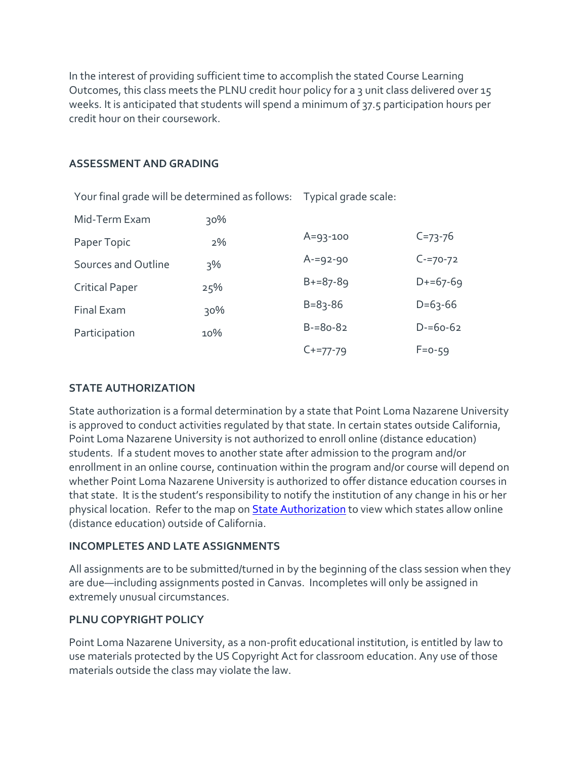In the interest of providing sufficient time to accomplish the stated Course Learning Outcomes, this class meets the PLNU credit hour policy for a 3 unit class delivered over 15 weeks. It is anticipated that students will spend a minimum of 37.5 participation hours per credit hour on their coursework.

### ASSESSMENT AND GRADING

| Your final grade will be determined as follows: | | Typical grade scale: | |
|---|---|---|---|
| Mid-Term Exam | 30% | | |
| Paper Topic | 2% | A=93-100 | C=73-76 |
| Sources and Outline | 3% | A-=92-90 | C-=70-72 |
| Critical Paper | 25% | B+=87-89 | D+=67-69 |
| Final Exam | 30% | B=83-86 | D=63-66 |
| Participation | 10% | B-=80-82 | D-=60-62 |
| | | C+=77-79 | F=0-59 |

### STATE AUTHORIZATION

State authorization is a formal determination by a state that Point Loma Nazarene University is approved to conduct activities regulated by that state. In certain states outside California, Point Loma Nazarene University is not authorized to enroll online (distance education) students. If a student moves to another state after admission to the program and/or enrollment in an online course, continuation within the program and/or course will depend on whether Point Loma Nazarene University is authorized to offer distance education courses in that state. It is the student's responsibility to notify the institution of any change in his or her physical location. Refer to the map on State Authorization to view which states allow online (distance education) outside of California.

### INCOMPLETES AND LATE ASSIGNMENTS

All assignments are to be submitted/turned in by the beginning of the class session when they are due—including assignments posted in Canvas. Incompletes will only be assigned in extremely unusual circumstances.

### PLNU COPYRIGHT POLICY

Point Loma Nazarene University, as a non-profit educational institution, is entitled by law to use materials protected by the US Copyright Act for classroom education. Any use of those materials outside the class may violate the law.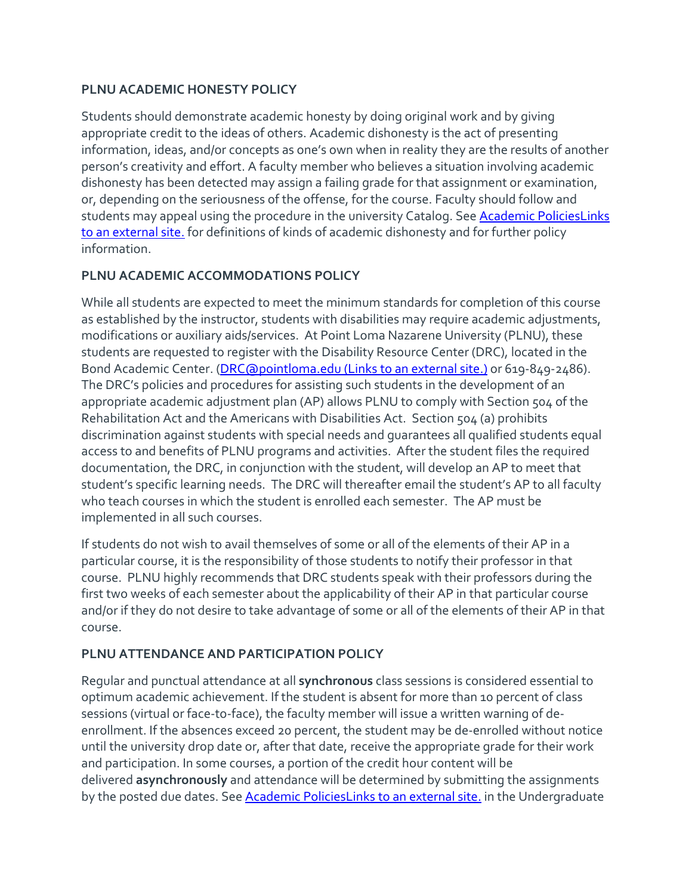**PLNU ACADEMIC HONESTY POLICY**

Students should demonstrate academic honesty by doing original work and by giving appropriate credit to the ideas of others. Academic dishonesty is the act of presenting information, ideas, and/or concepts as one's own when in reality they are the results of another person's creativity and effort. A faculty member who believes a situation involving academic dishonesty has been detected may assign a failing grade for that assignment or examination, or, depending on the seriousness of the offense, for the course. Faculty should follow and students may appeal using the procedure in the university Catalog. See [Academic PoliciesLinks to an external site.] for definitions of kinds of academic dishonesty and for further policy information.

**PLNU ACADEMIC ACCOMMODATIONS POLICY**

While all students are expected to meet the minimum standards for completion of this course as established by the instructor, students with disabilities may require academic adjustments, modifications or auxiliary aids/services. At Point Loma Nazarene University (PLNU), these students are requested to register with the Disability Resource Center (DRC), located in the Bond Academic Center. (DRC@pointloma.edu (Links to an external site.) or 619-849-2486). The DRC's policies and procedures for assisting such students in the development of an appropriate academic adjustment plan (AP) allows PLNU to comply with Section 504 of the Rehabilitation Act and the Americans with Disabilities Act. Section 504 (a) prohibits discrimination against students with special needs and guarantees all qualified students equal access to and benefits of PLNU programs and activities. After the student files the required documentation, the DRC, in conjunction with the student, will develop an AP to meet that student's specific learning needs. The DRC will thereafter email the student's AP to all faculty who teach courses in which the student is enrolled each semester. The AP must be implemented in all such courses.

If students do not wish to avail themselves of some or all of the elements of their AP in a particular course, it is the responsibility of those students to notify their professor in that course. PLNU highly recommends that DRC students speak with their professors during the first two weeks of each semester about the applicability of their AP in that particular course and/or if they do not desire to take advantage of some or all of the elements of their AP in that course.

**PLNU ATTENDANCE AND PARTICIPATION POLICY**

Regular and punctual attendance at all **synchronous** class sessions is considered essential to optimum academic achievement. If the student is absent for more than 10 percent of class sessions (virtual or face-to-face), the faculty member will issue a written warning of de-enrollment. If the absences exceed 20 percent, the student may be de-enrolled without notice until the university drop date or, after that date, receive the appropriate grade for their work and participation. In some courses, a portion of the credit hour content will be delivered **asynchronously** and attendance will be determined by submitting the assignments by the posted due dates. See [Academic PoliciesLinks to an external site.] in the Undergraduate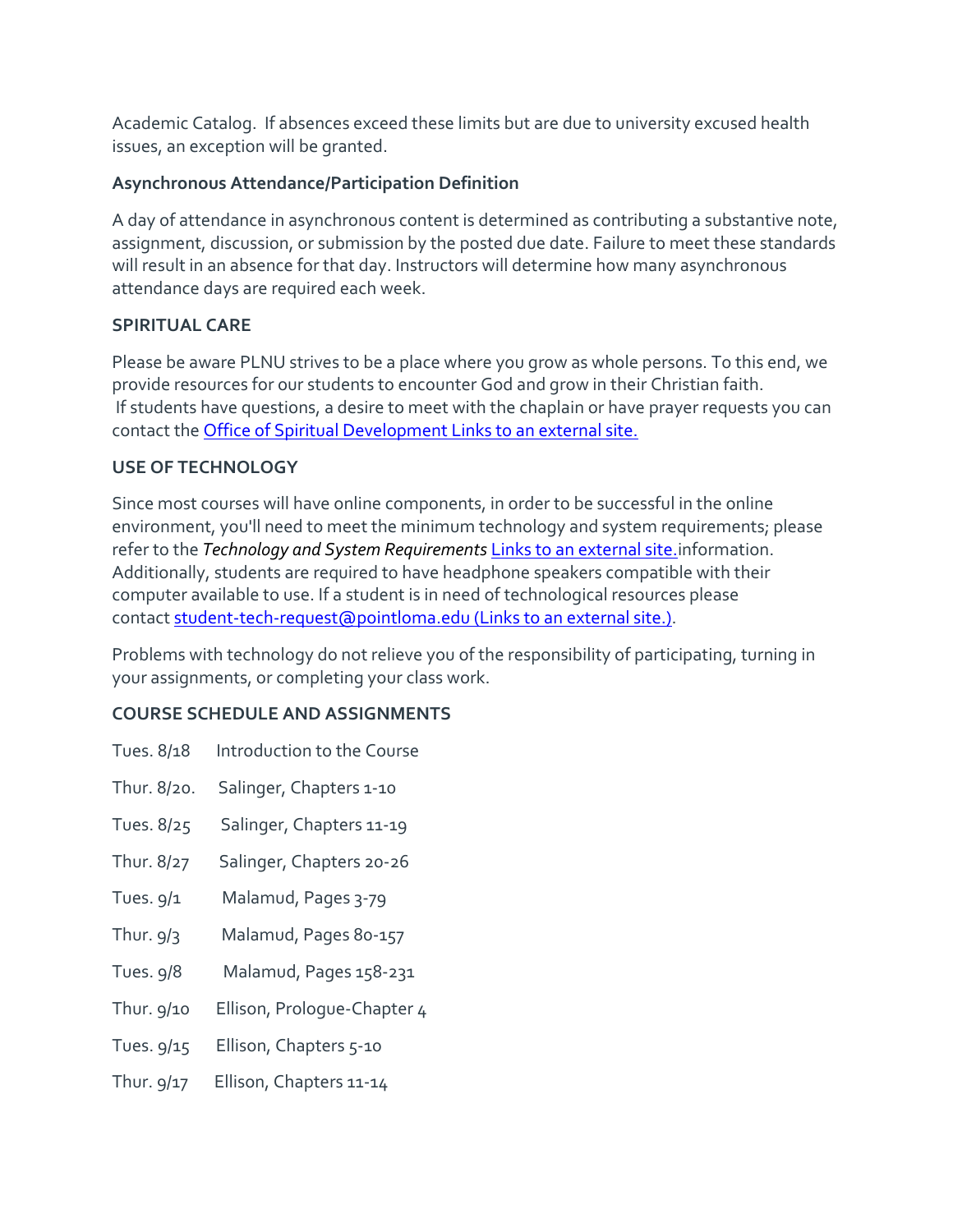Academic Catalog. If absences exceed these limits but are due to university excused health issues, an exception will be granted.

**Asynchronous Attendance/Participation Definition**

A day of attendance in asynchronous content is determined as contributing a substantive note, assignment, discussion, or submission by the posted due date. Failure to meet these standards will result in an absence for that day. Instructors will determine how many asynchronous attendance days are required each week.

**SPIRITUAL CARE**

Please be aware PLNU strives to be a place where you grow as whole persons. To this end, we provide resources for our students to encounter God and grow in their Christian faith. If students have questions, a desire to meet with the chaplain or have prayer requests you can contact the [Office of Spiritual Development Links to an external site.]

**USE OF TECHNOLOGY**

Since most courses will have online components, in order to be successful in the online environment, you'll need to meet the minimum technology and system requirements; please refer to the *Technology and System Requirements* [Links to an external site.]information. Additionally, students are required to have headphone speakers compatible with their computer available to use. If a student is in need of technological resources please contact [student-tech-request@pointloma.edu (Links to an external site.)].

Problems with technology do not relieve you of the responsibility of participating, turning in your assignments, or completing your class work.

**COURSE SCHEDULE AND ASSIGNMENTS**

Tues. 8/18 Introduction to the Course

Thur. 8/20. Salinger, Chapters 1-10

Tues. 8/25 Salinger, Chapters 11-19

Thur. 8/27 Salinger, Chapters 20-26

Tues. 9/1 Malamud, Pages 3-79

Thur. 9/3 Malamud, Pages 80-157

Tues. 9/8 Malamud, Pages 158-231

Thur. 9/10 Ellison, Prologue-Chapter 4

Tues. 9/15 Ellison, Chapters 5-10

Thur. 9/17 Ellison, Chapters 11-14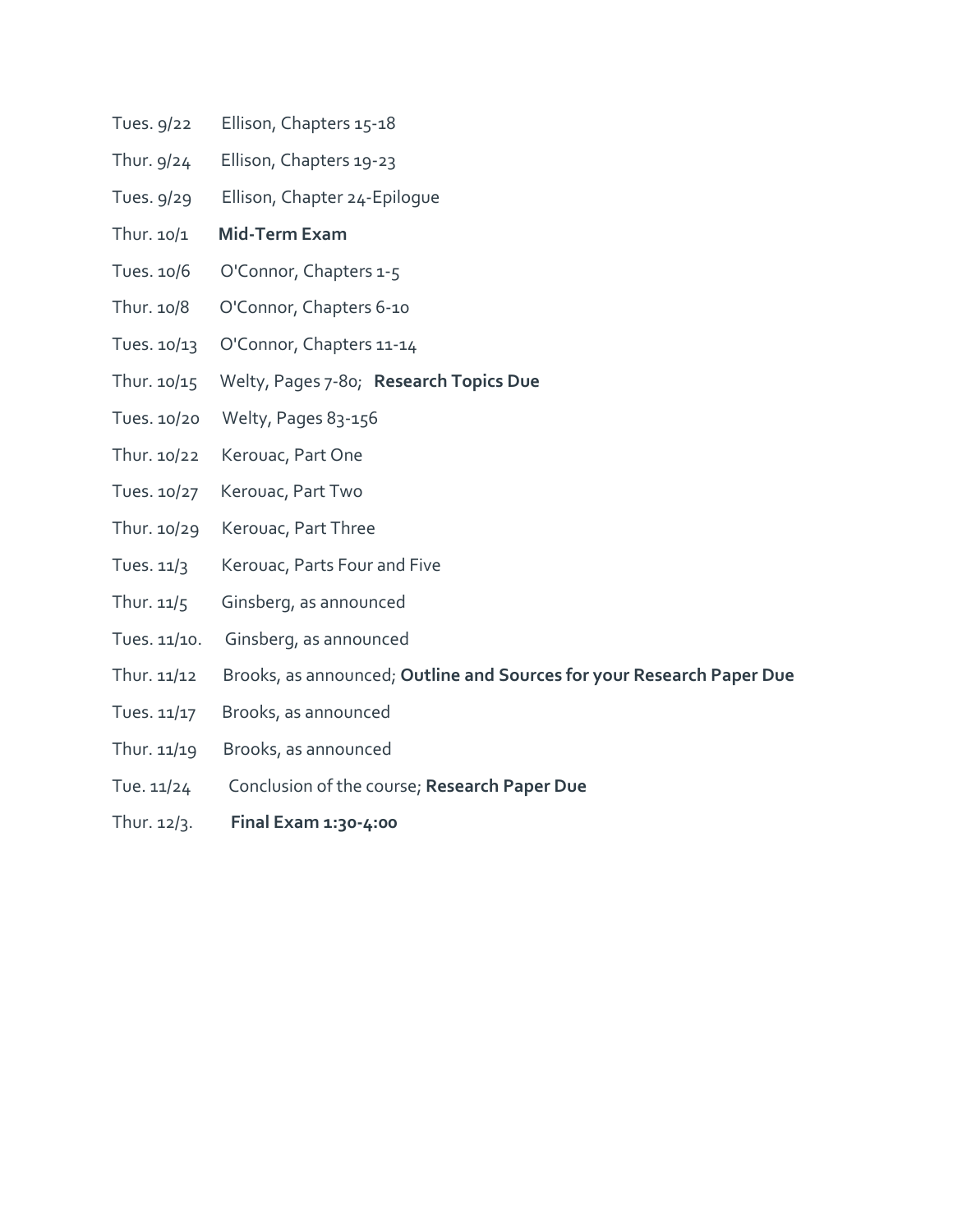Tues. 9/22 Ellison, Chapters 15-18

Thur. 9/24 Ellison, Chapters 19-23

Tues. 9/29 Ellison, Chapter 24-Epilogue

Thur. 10/1 **Mid-Term Exam**

Tues. 10/6 O'Connor, Chapters 1-5

Thur. 10/8 O'Connor, Chapters 6-10

Tues. 10/13 O'Connor, Chapters 11-14

Thur. 10/15 Welty, Pages 7-80; **Research Topics Due**

Tues. 10/20 Welty, Pages 83-156

Thur. 10/22 Kerouac, Part One

Tues. 10/27 Kerouac, Part Two

Thur. 10/29 Kerouac, Part Three

Tues. 11/3 Kerouac, Parts Four and Five

Thur. 11/5 Ginsberg, as announced

Tues. 11/10. Ginsberg, as announced

Thur. 11/12 Brooks, as announced; **Outline and Sources for your Research Paper Due**

Tues. 11/17 Brooks, as announced

Thur. 11/19 Brooks, as announced

Tue. 11/24 Conclusion of the course; **Research Paper Due**

Thur. 12/3. **Final Exam 1:30-4:00**